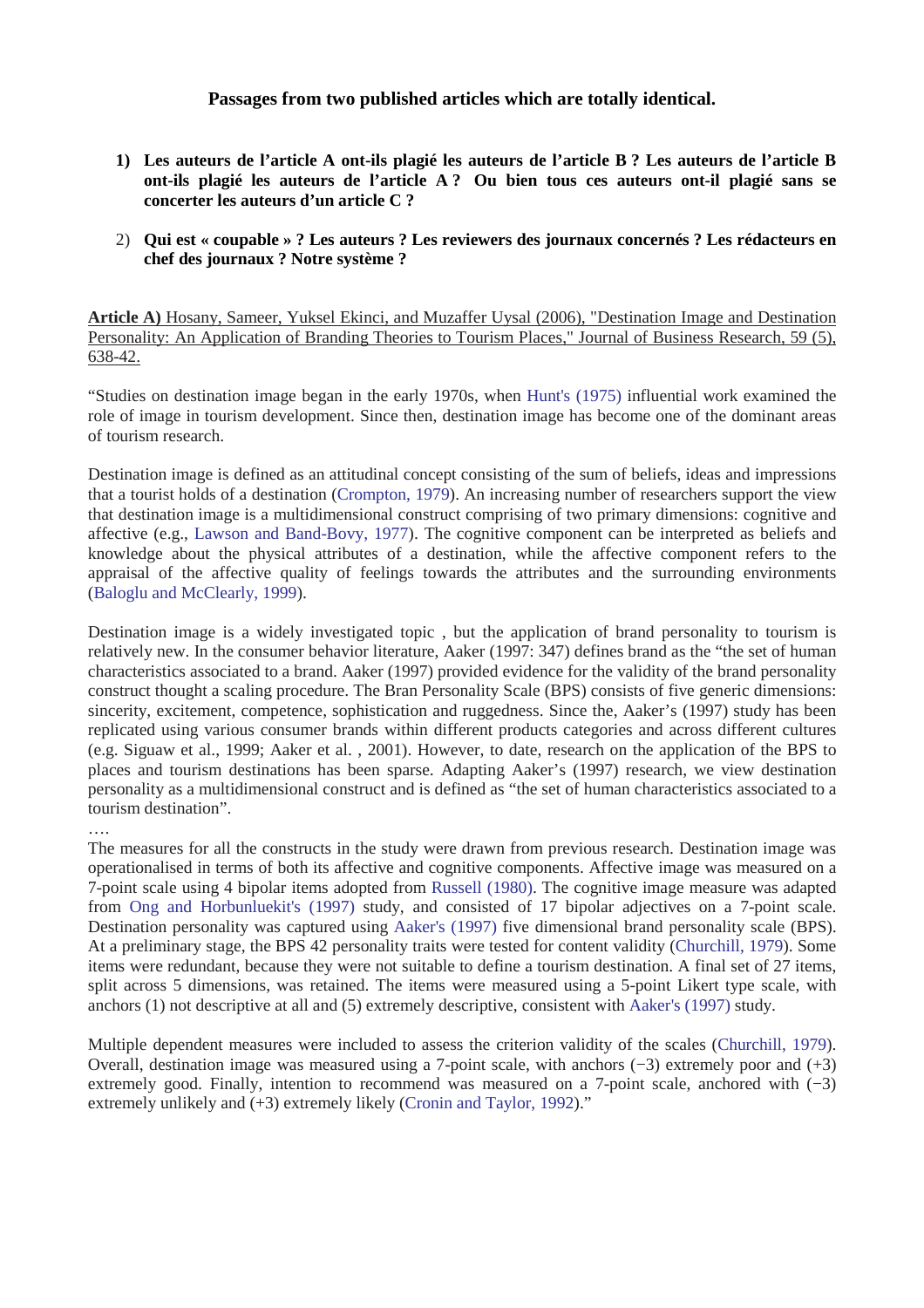**Passages from two published articles which are totally identical.**

1) **Les auteurs de l'article A ont-ils plagié les auteurs de l'article B ? Les auteurs de l'article B ont-ils plagié les auteurs de l'article A ? Ou bien tous ces auteurs ont-il plagié sans se concerter les auteurs d'un article C ?**

2) **Qui est « coupable » ? Les auteurs ? Les reviewers des journaux concernés ? Les rédacteurs en chef des journaux ? Notre système ?**

**Article A)** Hosany, Sameer, Yuksel Ekinci, and Muzaffer Uysal (2006), "Destination Image and Destination Personality: An Application of Branding Theories to Tourism Places," Journal of Business Research, 59 (5), 638-42.

"Studies on destination image began in the early 1970s, when Hunt's (1975) influential work examined the role of image in tourism development. Since then, destination image has become one of the dominant areas of tourism research.

Destination image is defined as an attitudinal concept consisting of the sum of beliefs, ideas and impressions that a tourist holds of a destination (Crompton, 1979). An increasing number of researchers support the view that destination image is a multidimensional construct comprising of two primary dimensions: cognitive and affective (e.g., Lawson and Band-Bovy, 1977). The cognitive component can be interpreted as beliefs and knowledge about the physical attributes of a destination, while the affective component refers to the appraisal of the affective quality of feelings towards the attributes and the surrounding environments (Baloglu and McClearly, 1999).

Destination image is a widely investigated topic , but the application of brand personality to tourism is relatively new. In the consumer behavior literature, Aaker (1997: 347) defines brand as the "the set of human characteristics associated to a brand. Aaker (1997) provided evidence for the validity of the brand personality construct thought a scaling procedure. The Bran Personality Scale (BPS) consists of five generic dimensions: sincerity, excitement, competence, sophistication and ruggedness. Since the, Aaker's (1997) study has been replicated using various consumer brands within different products categories and across different cultures (e.g. Siguaw et al., 1999; Aaker et al. , 2001). However, to date, research on the application of the BPS to places and tourism destinations has been sparse. Adapting Aaker's (1997) research, we view destination personality as a multidimensional construct and is defined as "the set of human characteristics associated to a tourism destination".

….

The measures for all the constructs in the study were drawn from previous research. Destination image was operationalised in terms of both its affective and cognitive components. Affective image was measured on a 7-point scale using 4 bipolar items adopted from Russell (1980). The cognitive image measure was adapted from Ong and Horbunluekit's (1997) study, and consisted of 17 bipolar adjectives on a 7-point scale. Destination personality was captured using Aaker's (1997) five dimensional brand personality scale (BPS). At a preliminary stage, the BPS 42 personality traits were tested for content validity (Churchill, 1979). Some items were redundant, because they were not suitable to define a tourism destination. A final set of 27 items, split across 5 dimensions, was retained. The items were measured using a 5-point Likert type scale, with anchors (1) not descriptive at all and (5) extremely descriptive, consistent with Aaker's (1997) study.

Multiple dependent measures were included to assess the criterion validity of the scales (Churchill, 1979). Overall, destination image was measured using a 7-point scale, with anchors (−3) extremely poor and (+3) extremely good. Finally, intention to recommend was measured on a 7-point scale, anchored with (−3) extremely unlikely and (+3) extremely likely (Cronin and Taylor, 1992)."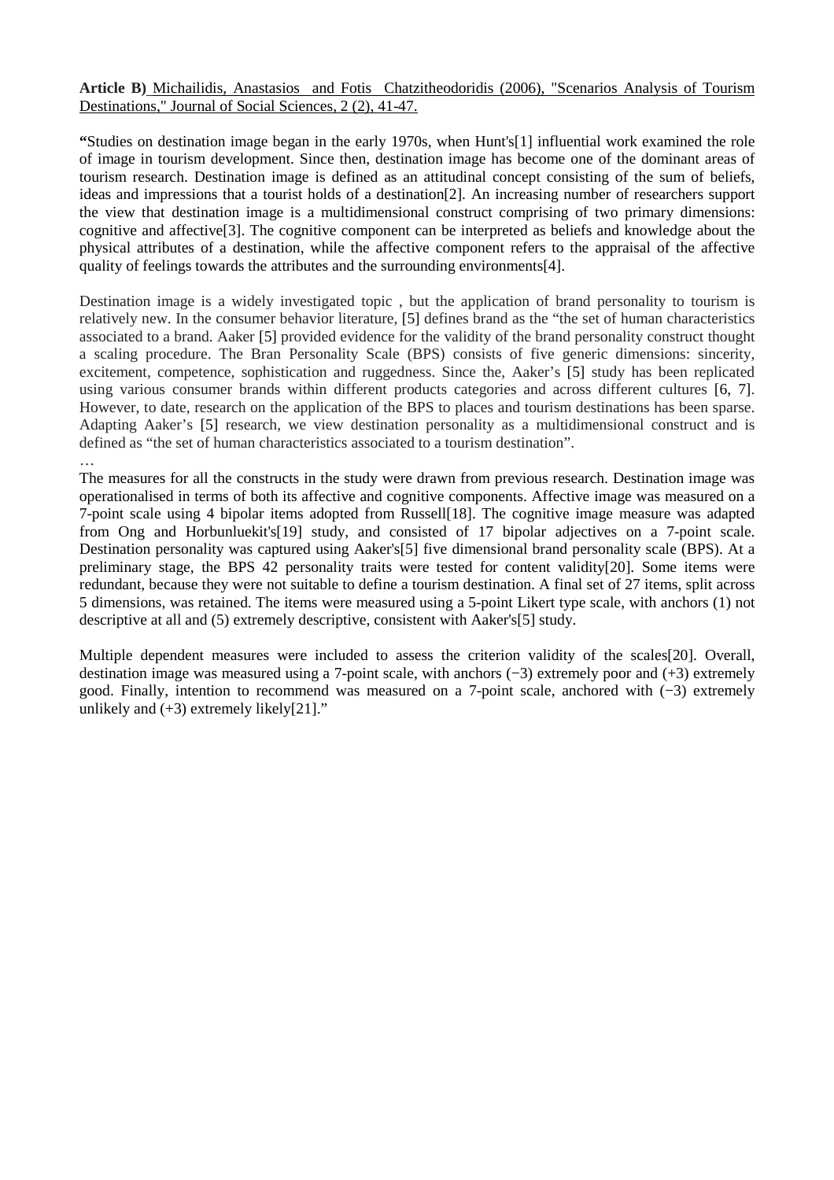**Article B)** Michailidis, Anastasios  and Fotis  Chatzitheodoridis (2006), "Scenarios Analysis of Tourism Destinations," Journal of Social Sciences, 2 (2), 41-47.

**"**Studies on destination image began in the early 1970s, when Hunt's[1] influential work examined the role of image in tourism development. Since then, destination image has become one of the dominant areas of tourism research. Destination image is defined as an attitudinal concept consisting of the sum of beliefs, ideas and impressions that a tourist holds of a destination[2]. An increasing number of researchers support the view that destination image is a multidimensional construct comprising of two primary dimensions: cognitive and affective[3]. The cognitive component can be interpreted as beliefs and knowledge about the physical attributes of a destination, while the affective component refers to the appraisal of the affective quality of feelings towards the attributes and the surrounding environments[4].

Destination image is a widely investigated topic , but the application of brand personality to tourism is relatively new. In the consumer behavior literature, [5] defines brand as the "the set of human characteristics associated to a brand. Aaker [5] provided evidence for the validity of the brand personality construct thought a scaling procedure. The Bran Personality Scale (BPS) consists of five generic dimensions: sincerity, excitement, competence, sophistication and ruggedness. Since the, Aaker's [5] study has been replicated using various consumer brands within different products categories and across different cultures [6, 7]. However, to date, research on the application of the BPS to places and tourism destinations has been sparse. Adapting Aaker's [5] research, we view destination personality as a multidimensional construct and is defined as "the set of human characteristics associated to a tourism destination".

…

The measures for all the constructs in the study were drawn from previous research. Destination image was operationalised in terms of both its affective and cognitive components. Affective image was measured on a 7-point scale using 4 bipolar items adopted from Russell[18]. The cognitive image measure was adapted from Ong and Horbunluekit's[19] study, and consisted of 17 bipolar adjectives on a 7-point scale. Destination personality was captured using Aaker's[5] five dimensional brand personality scale (BPS). At a preliminary stage, the BPS 42 personality traits were tested for content validity[20]. Some items were redundant, because they were not suitable to define a tourism destination. A final set of 27 items, split across 5 dimensions, was retained. The items were measured using a 5-point Likert type scale, with anchors (1) not descriptive at all and (5) extremely descriptive, consistent with Aaker's[5] study.

Multiple dependent measures were included to assess the criterion validity of the scales[20]. Overall, destination image was measured using a 7-point scale, with anchors (−3) extremely poor and (+3) extremely good. Finally, intention to recommend was measured on a 7-point scale, anchored with (−3) extremely unlikely and (+3) extremely likely[21]."